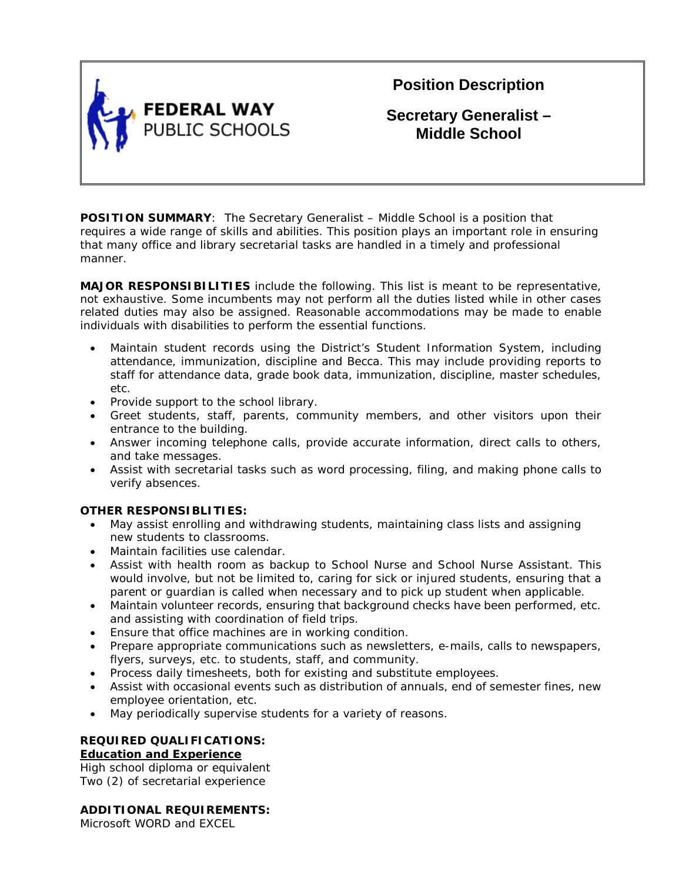FEDERAL WAY PUBLIC SCHOOLS

# Position Description

## Secretary Generalist – Middle School

**POSITION SUMMARY**: The Secretary Generalist – Middle School is a position that requires a wide range of skills and abilities. This position plays an important role in ensuring that many office and library secretarial tasks are handled in a timely and professional manner.

**MAJOR RESPONSIBILITIES** include the following. This list is meant to be representative, not exhaustive. Some incumbents may not perform all the duties listed while in other cases related duties may also be assigned. Reasonable accommodations may be made to enable individuals with disabilities to perform the essential functions.

- Maintain student records using the District's Student Information System, including attendance, immunization, discipline and Becca. This may include providing reports to staff for attendance data, grade book data, immunization, discipline, master schedules, etc.
- Provide support to the school library.
- Greet students, staff, parents, community members, and other visitors upon their entrance to the building.
- Answer incoming telephone calls, provide accurate information, direct calls to others, and take messages.
- Assist with secretarial tasks such as word processing, filing, and making phone calls to verify absences.

**OTHER RESPONSIBLITIES:**

- May assist enrolling and withdrawing students, maintaining class lists and assigning new students to classrooms.
- Maintain facilities use calendar.
- Assist with health room as backup to School Nurse and School Nurse Assistant. This would involve, but not be limited to, caring for sick or injured students, ensuring that a parent or guardian is called when necessary and to pick up student when applicable.
- Maintain volunteer records, ensuring that background checks have been performed, etc. and assisting with coordination of field trips.
- Ensure that office machines are in working condition.
- Prepare appropriate communications such as newsletters, e-mails, calls to newspapers, flyers, surveys, etc. to students, staff, and community.
- Process daily timesheets, both for existing and substitute employees.
- Assist with occasional events such as distribution of annuals, end of semester fines, new employee orientation, etc.
- May periodically supervise students for a variety of reasons.

**REQUIRED QUALIFICATIONS:**

**Education and Experience**

High school diploma or equivalent
Two (2) of secretarial experience

**ADDITIONAL REQUIREMENTS:**

Microsoft WORD and EXCEL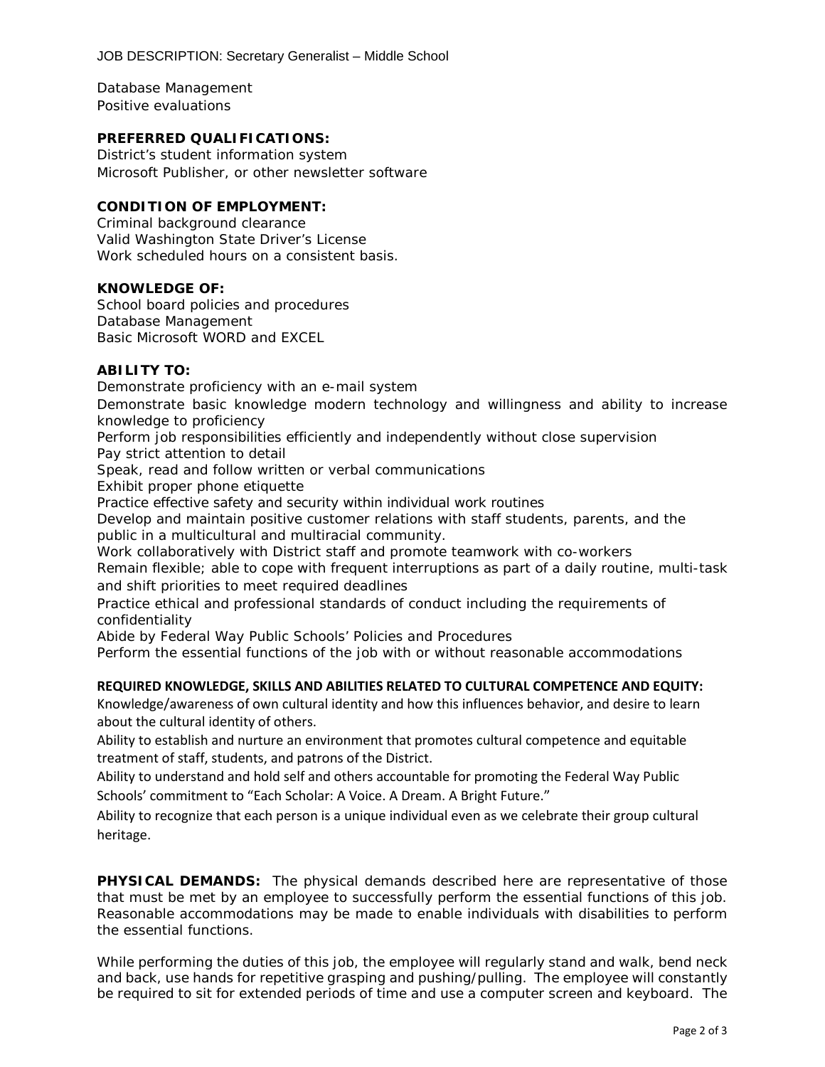Database Management
Positive evaluations

**PREFERRED QUALIFICATIONS:**
District's student information system
Microsoft Publisher, or other newsletter software

**CONDITION OF EMPLOYMENT:**
Criminal background clearance
Valid Washington State Driver's License
Work scheduled hours on a consistent basis.

**KNOWLEDGE OF:**
School board policies and procedures
Database Management
Basic Microsoft WORD and EXCEL

**ABILITY TO:**
Demonstrate proficiency with an e-mail system
Demonstrate basic knowledge modern technology and willingness and ability to increase knowledge to proficiency
Perform job responsibilities efficiently and independently without close supervision
Pay strict attention to detail
Speak, read and follow written or verbal communications
Exhibit proper phone etiquette
Practice effective safety and security within individual work routines
Develop and maintain positive customer relations with staff students, parents, and the public in a multicultural and multiracial community.
Work collaboratively with District staff and promote teamwork with co-workers
Remain flexible; able to cope with frequent interruptions as part of a daily routine, multi-task and shift priorities to meet required deadlines
Practice ethical and professional standards of conduct including the requirements of confidentiality
Abide by Federal Way Public Schools' Policies and Procedures
Perform the essential functions of the job with or without reasonable accommodations

**REQUIRED KNOWLEDGE, SKILLS AND ABILITIES RELATED TO CULTURAL COMPETENCE AND EQUITY:**
Knowledge/awareness of own cultural identity and how this influences behavior, and desire to learn about the cultural identity of others.
Ability to establish and nurture an environment that promotes cultural competence and equitable treatment of staff, students, and patrons of the District.
Ability to understand and hold self and others accountable for promoting the Federal Way Public Schools' commitment to "Each Scholar: A Voice. A Dream. A Bright Future."
Ability to recognize that each person is a unique individual even as we celebrate their group cultural heritage.

**PHYSICAL DEMANDS:** The physical demands described here are representative of those that must be met by an employee to successfully perform the essential functions of this job. Reasonable accommodations may be made to enable individuals with disabilities to perform the essential functions.

While performing the duties of this job, the employee will regularly stand and walk, bend neck and back, use hands for repetitive grasping and pushing/pulling. The employee will constantly be required to sit for extended periods of time and use a computer screen and keyboard. The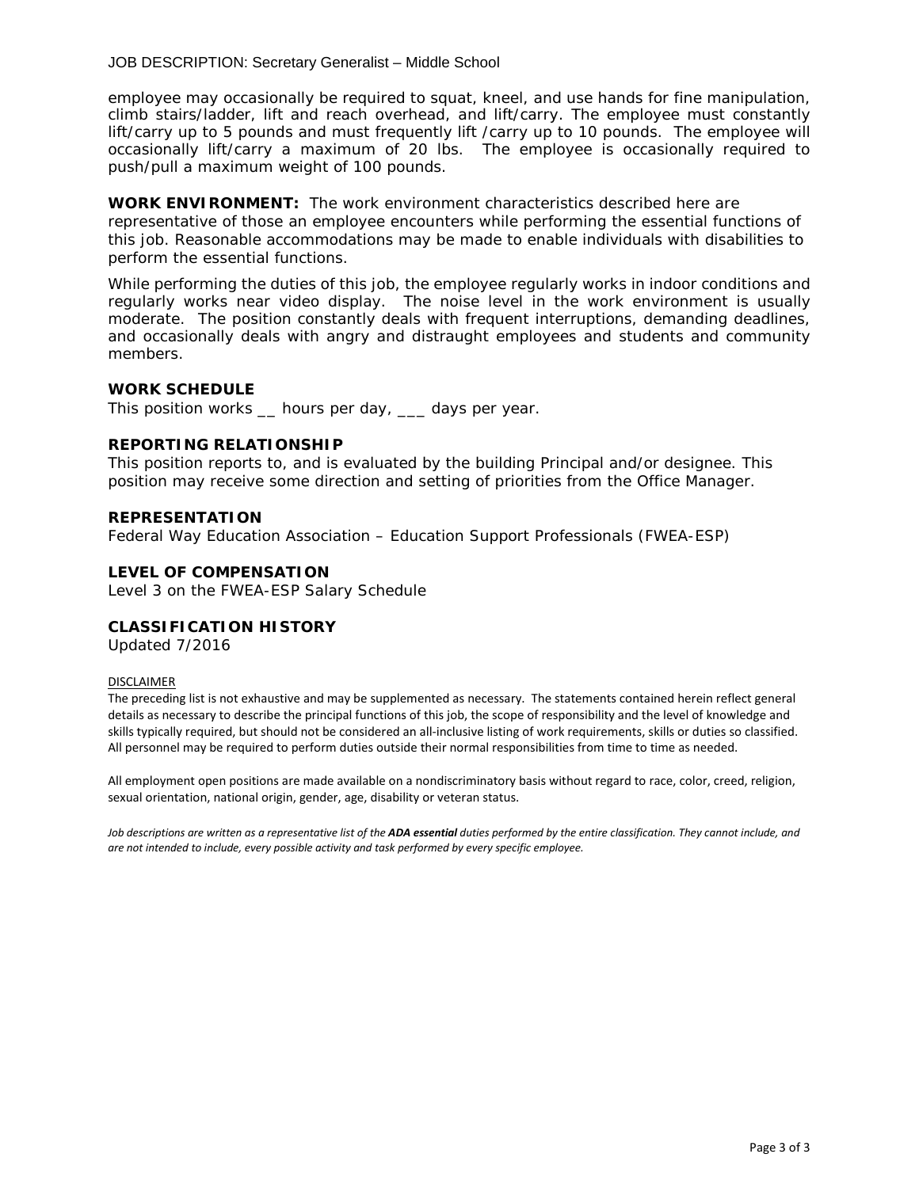employee may occasionally be required to squat, kneel, and use hands for fine manipulation, climb stairs/ladder, lift and reach overhead, and lift/carry. The employee must constantly lift/carry up to 5 pounds and must frequently lift /carry up to 10 pounds. The employee will occasionally lift/carry a maximum of 20 lbs. The employee is occasionally required to push/pull a maximum weight of 100 pounds.

**WORK ENVIRONMENT:** The work environment characteristics described here are representative of those an employee encounters while performing the essential functions of this job. Reasonable accommodations may be made to enable individuals with disabilities to perform the essential functions.

While performing the duties of this job, the employee regularly works in indoor conditions and regularly works near video display. The noise level in the work environment is usually moderate. The position constantly deals with frequent interruptions, demanding deadlines, and occasionally deals with angry and distraught employees and students and community members.

**WORK SCHEDULE**

This position works __ hours per day, ___ days per year.

**REPORTING RELATIONSHIP**

This position reports to, and is evaluated by the building Principal and/or designee. This position may receive some direction and setting of priorities from the Office Manager.

**REPRESENTATION**

Federal Way Education Association – Education Support Professionals (FWEA-ESP)

**LEVEL OF COMPENSATION**

Level 3 on the FWEA-ESP Salary Schedule

**CLASSIFICATION HISTORY**

Updated 7/2016

DISCLAIMER

The preceding list is not exhaustive and may be supplemented as necessary. The statements contained herein reflect general details as necessary to describe the principal functions of this job, the scope of responsibility and the level of knowledge and skills typically required, but should not be considered an all-inclusive listing of work requirements, skills or duties so classified. All personnel may be required to perform duties outside their normal responsibilities from time to time as needed.

All employment open positions are made available on a nondiscriminatory basis without regard to race, color, creed, religion, sexual orientation, national origin, gender, age, disability or veteran status.

*Job descriptions are written as a representative list of the **ADA essential** duties performed by the entire classification. They cannot include, and are not intended to include, every possible activity and task performed by every specific employee.*